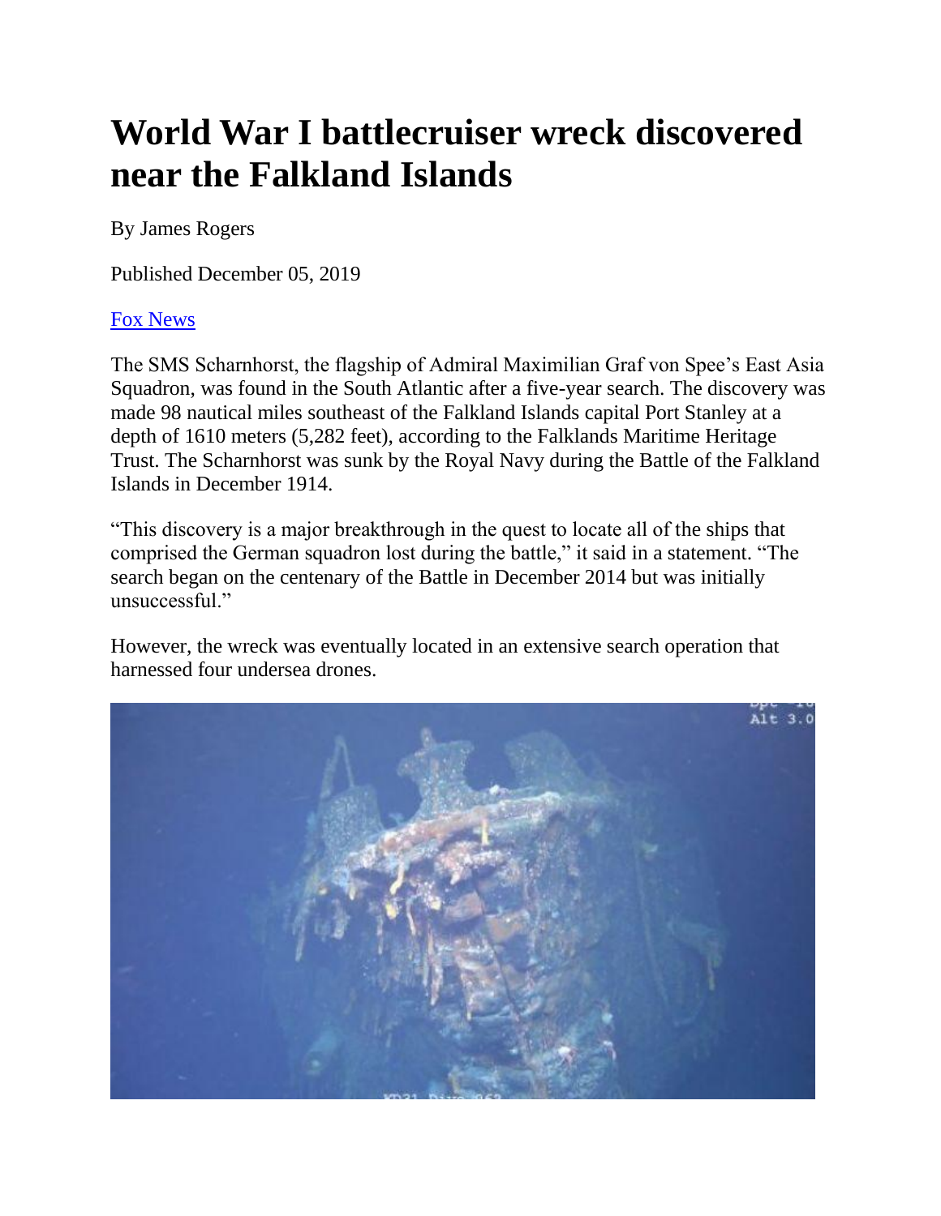# World War I battlecruiser wreck discovered near the Falkland Islands

By James Rogers

Published December 05, 2019

[Fox News](#)

The SMS Scharnhorst, the flagship of Admiral Maximilian Graf von Spee's East Asia Squadron, was found in the South Atlantic after a five-year search. The discovery was made 98 nautical miles southeast of the Falkland Islands capital Port Stanley at a depth of 1610 meters (5,282 feet), according to the Falklands Maritime Heritage Trust. The Scharnhorst was sunk by the Royal Navy during the Battle of the Falkland Islands in December 1914.

"This discovery is a major breakthrough in the quest to locate all of the ships that comprised the German squadron lost during the battle," it said in a statement. "The search began on the centenary of the Battle in December 2014 but was initially unsuccessful."

However, the wreck was eventually located in an extensive search operation that harnessed four undersea drones.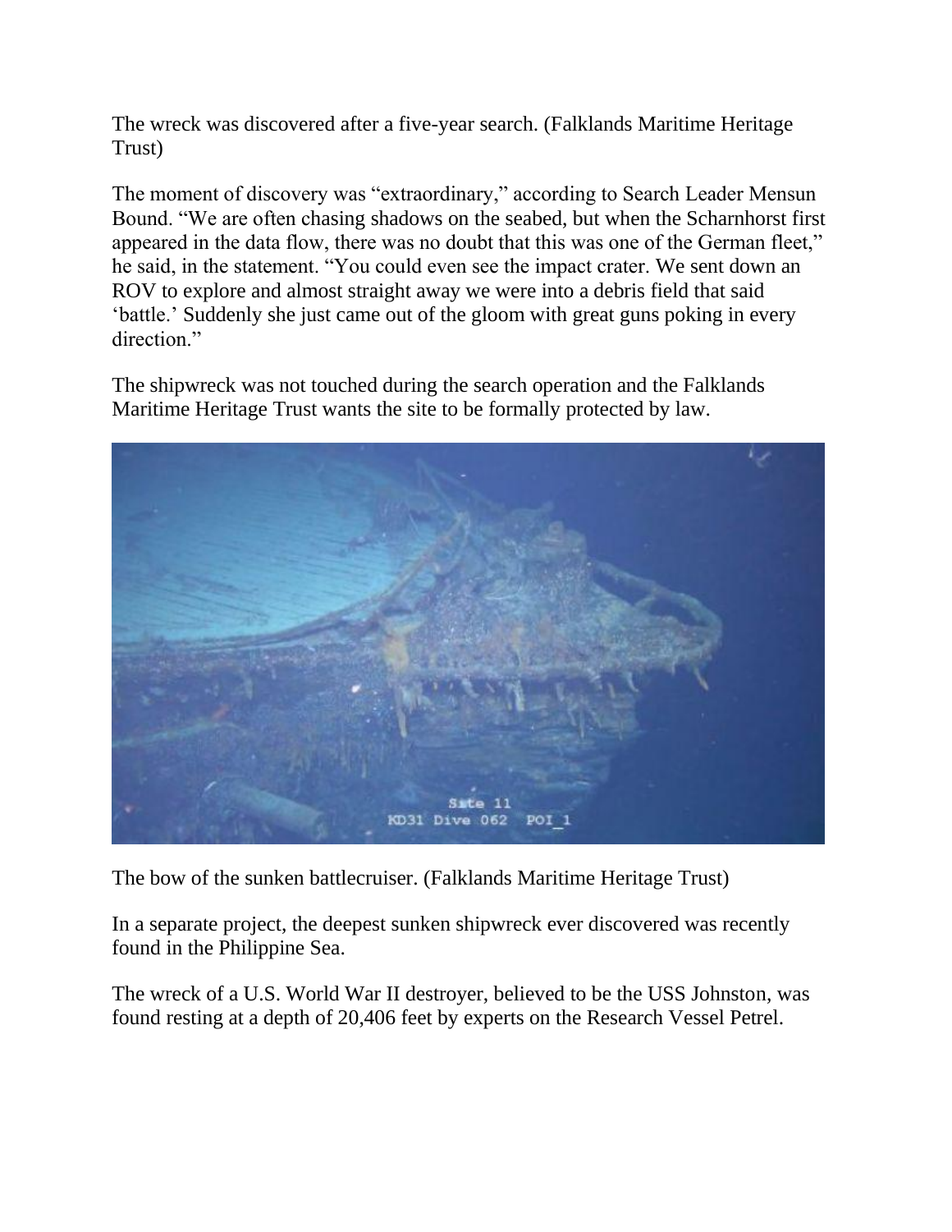The wreck was discovered after a five-year search. (Falklands Maritime Heritage Trust)

The moment of discovery was "extraordinary," according to Search Leader Mensun Bound. "We are often chasing shadows on the seabed, but when the Scharnhorst first appeared in the data flow, there was no doubt that this was one of the German fleet," he said, in the statement. "You could even see the impact crater. We sent down an ROV to explore and almost straight away we were into a debris field that said 'battle.' Suddenly she just came out of the gloom with great guns poking in every direction."

The shipwreck was not touched during the search operation and the Falklands Maritime Heritage Trust wants the site to be formally protected by law.

The bow of the sunken battlecruiser. (Falklands Maritime Heritage Trust)

In a separate project, the deepest sunken shipwreck ever discovered was recently found in the Philippine Sea.

The wreck of a U.S. World War II destroyer, believed to be the USS Johnston, was found resting at a depth of 20,406 feet by experts on the Research Vessel Petrel.